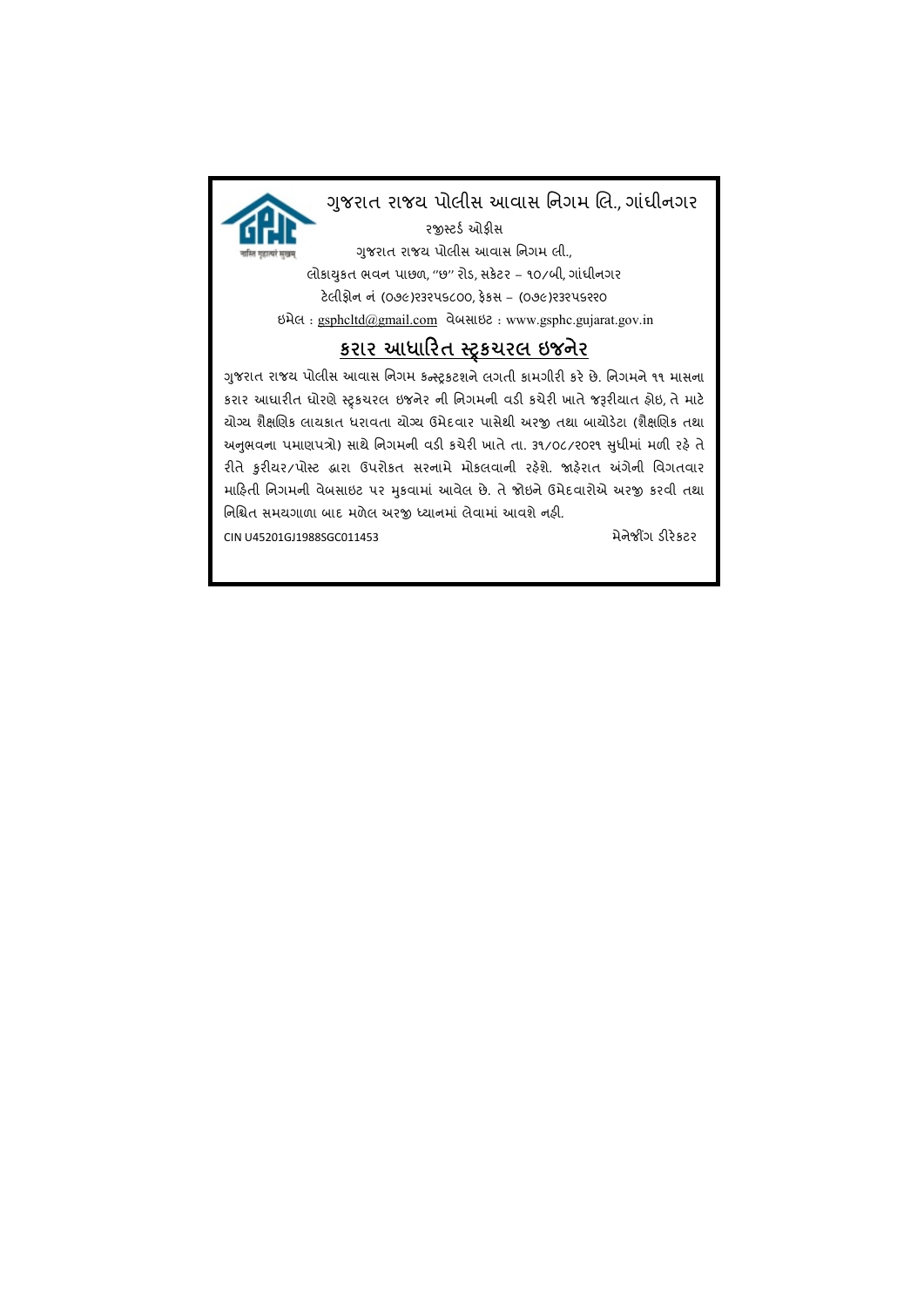# ગુજરાત રાજય પોલીસ આવાસ નિગમ લિ., ગાંધીનગર

રજીસ્ટર્ડ ઓફીસ

ગુજરાત રાજય પોલીસ આવાસ નિગમ લી.,

લોકાયુકત ભવન પાછળ, "છ" રોડ, સકેટર – ૧૦/બી, ગાંધીનગર

ટેલીફોન નં (૦૭૯)૨૩૨૫૬૮૦૦, ફેકસ – (૦૭૯)૨૩૨૫૬૨૨૦

ઇમેલ : gsphcltd@gmail.com વેબસાઇટ : www.gsphc.gujarat.gov.in

## કરાર આધારિત સ્ટ્રકચરલ ઇજનેર

ગુજરાત રાજય પોલીસ આવાસ નિગમ કન્સ્ટ્રકટશને લગતી કામગીરી કરે છે. નિગમને ૧૧ માસના કરાર આધારીત ધોરણે સ્ટ્રકચરલ ઇજનેર ની નિગમની વડી કચેરી ખાતે જરૂરીયાત હોઇ, તે માટે યોગ્ય શૈક્ષણિક લાયકાત ધરાવતા યોગ્ય ઉમેદવાર પાસેથી અરજી તથા બાયોડેટા (શૈક્ષણિક તથા અનુભવના પમાણપત્રો) સાથે નિગમની વડી કચેરી ખાતે તા. ૩૧/૦૮/૨૦૨૧ સુધીમાં મળી રહે તે રીતે કુરીયર/પોસ્ટ દ્વારા ઉપરોકત સરનામે મોકલવાની રહેશે. જાહેરાત અંગેની વિગતવાર માહિતી નિગમની વેબસાઇટ પર મુકવામાં આવેલ છે. તે જોઇને ઉમેદવારોએ અરજી કરવી તથા નિશ્ચિત સમયગાળા બાદ મળેલ અરજી ધ્યાનમાં લેવામાં આવશે નહી.

CIN U45201GJ1988SGC011453

મેનેજીંગ ડીરેકટર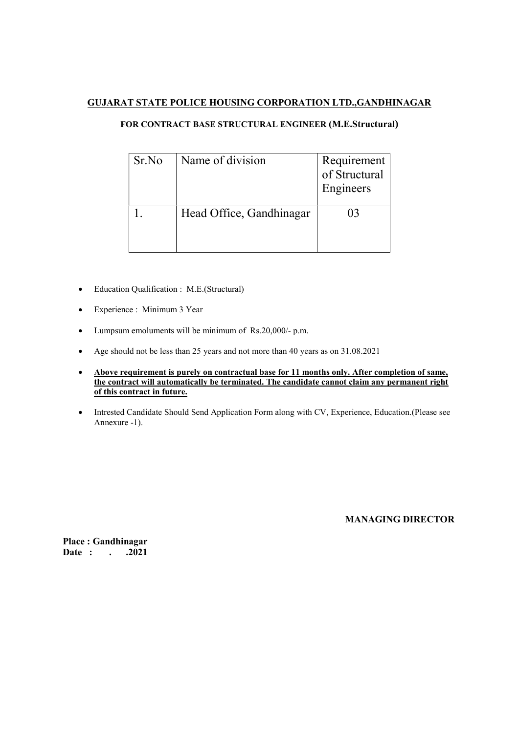**GUJARAT STATE POLICE HOUSING CORPORATION LTD.,GANDHINAGAR**

**FOR CONTRACT BASE STRUCTURAL ENGINEER (M.E.Structural)**

| Sr.No | Name of division | Requirement of Structural Engineers |
|---|---|---|
| 1. | Head Office, Gandhinagar | 03 |

- Education Qualification : M.E.(Structural)
- Experience : Minimum 3 Year
- Lumpsum emoluments will be minimum of Rs.20,000/- p.m.
- Age should not be less than 25 years and not more than 40 years as on 31.08.2021
- **Above requirement is purely on contractual base for 11 months only. After completion of same, the contract will automatically be terminated. The candidate cannot claim any permanent right of this contract in future.**
- Intrested Candidate Should Send Application Form along with CV, Experience, Education.(Please see Annexure -1).

**MANAGING DIRECTOR**

**Place : Gandhinagar**
**Date : . .2021**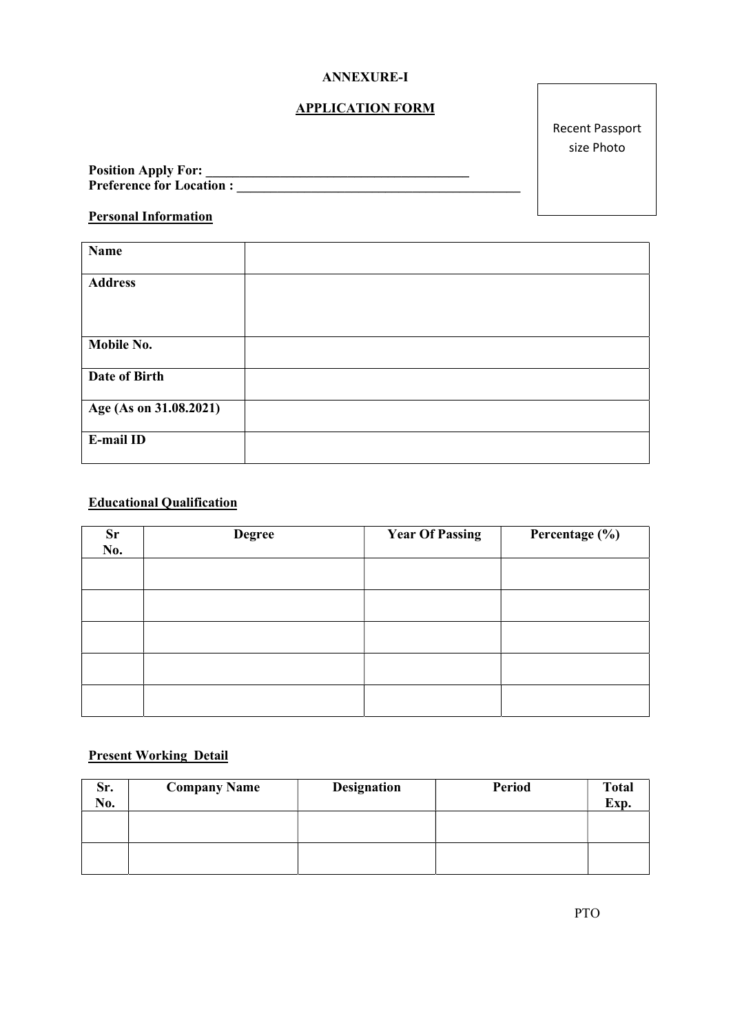**ANNEXURE-I**

**APPLICATION FORM**

Recent Passport size Photo

**Position Apply For:** ________________________________________

**Preference for Location :** ____________________________________________

**Personal Information**

| **Name** | |
|---|---|
| **Address** | |
| **Mobile No.** | |
| **Date of Birth** | |
| **Age (As on 31.08.2021)** | |
| **E-mail ID** | |

**Educational Qualification**

| Sr No. | Degree | Year Of Passing | Percentage (%) |
|---|---|---|---|
| | | | |
| | | | |
| | | | |
| | | | |
| | | | |

**Present Working Detail**

| Sr. No. | Company Name | Designation | Period | Total Exp. |
|---|---|---|---|---|
| | | | | |
| | | | | |

PTO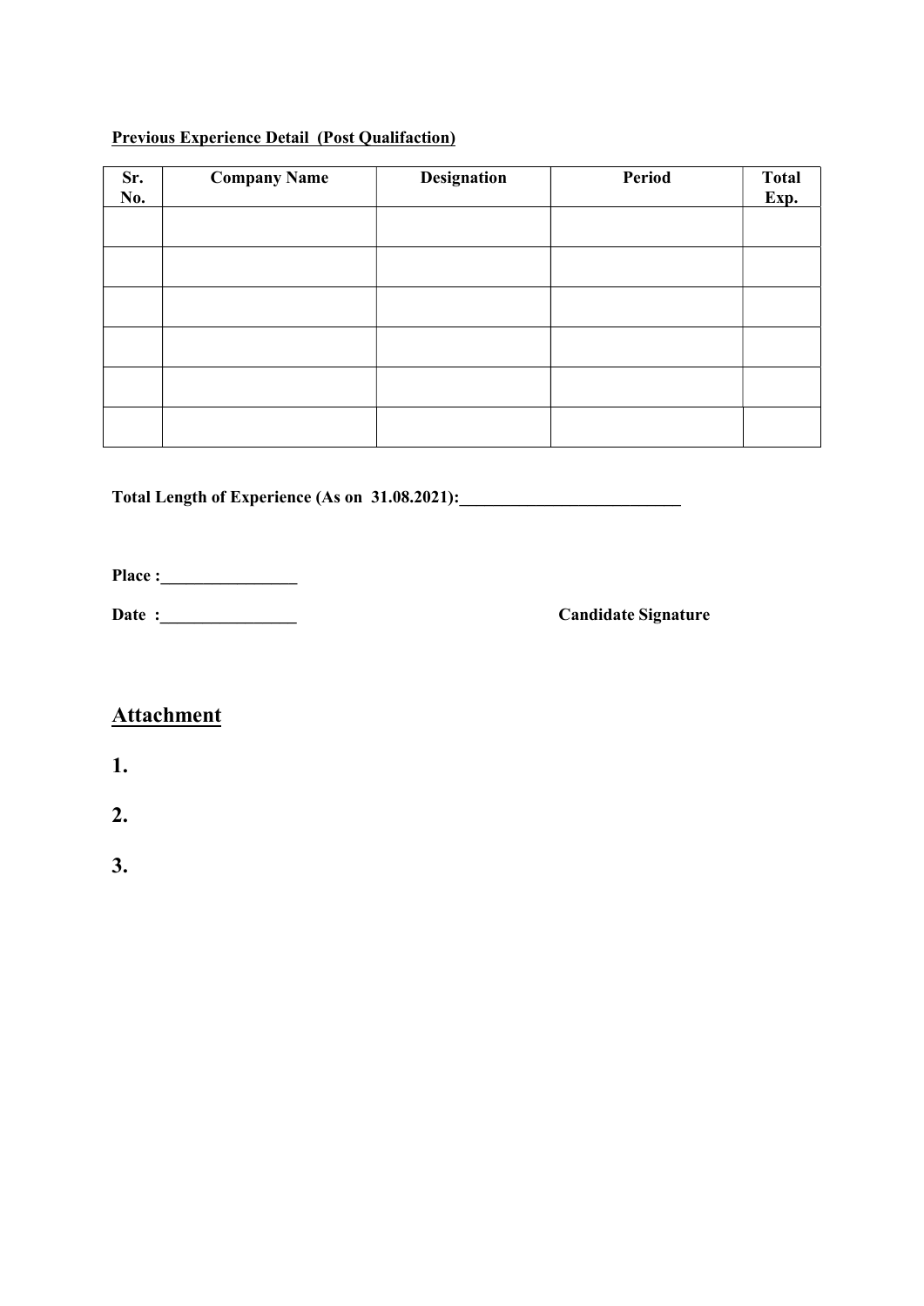**Previous Experience Detail (Post Qualifaction)**

| Sr. No. | Company Name | Designation | Period | Total Exp. |
|---|---|---|---|---|
| | | | | |
| | | | | |
| | | | | |
| | | | | |
| | | | | |
| | | | | |

**Total Length of Experience (As on 31.08.2021):___________________________**

**Place :_________________**

**Date :_________________** **Candidate Signature**

## Attachment

**1.**

**2.**

**3.**